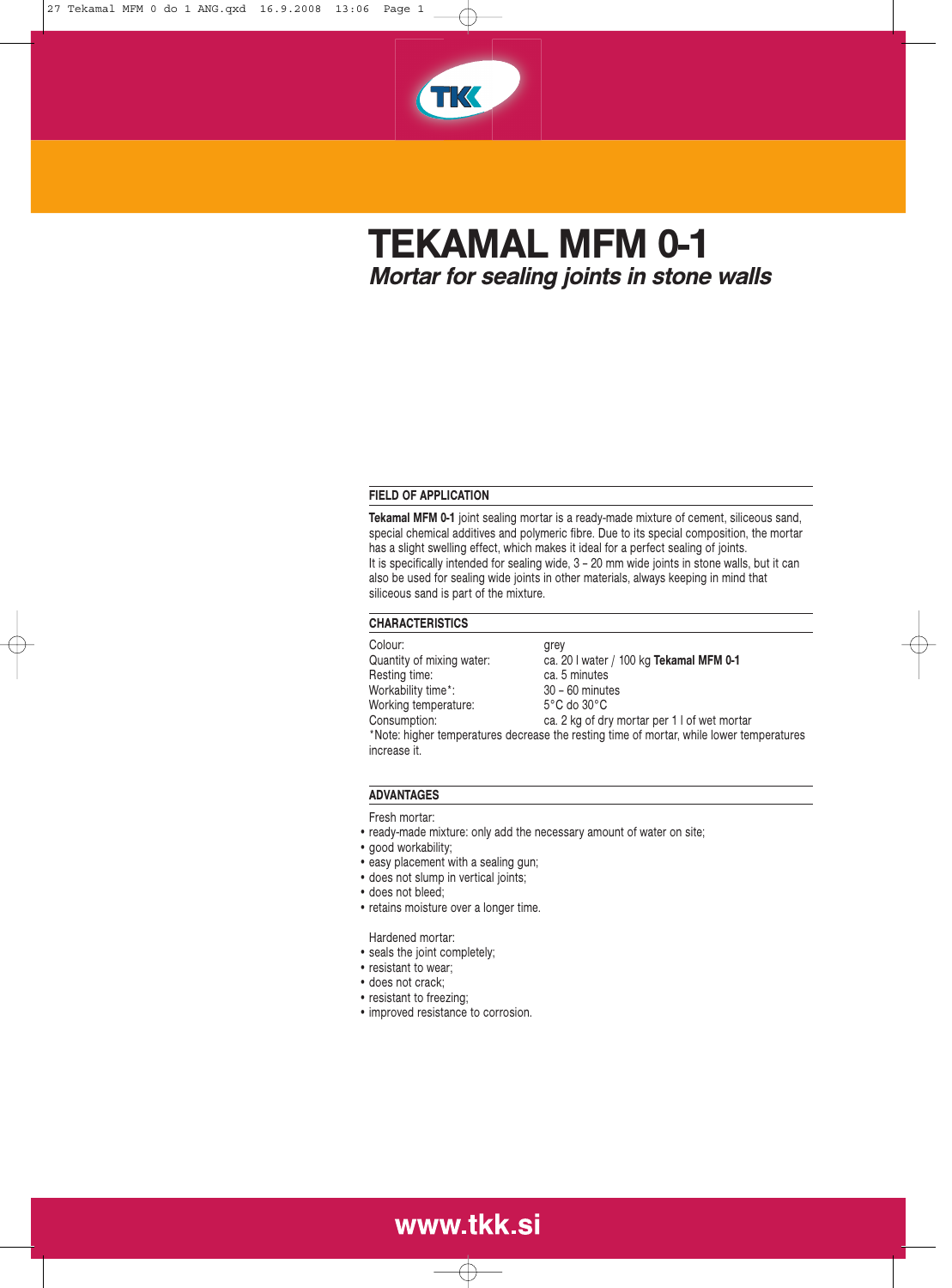// TKK

# TEKAMAL MFM 0-1

***Mortar for sealing joints in stone walls***

## FIELD OF APPLICATION

**Tekamal MFM 0-1** joint sealing mortar is a ready-made mixture of cement, siliceous sand, special chemical additives and polymeric fibre. Due to its special composition, the mortar has a slight swelling effect, which makes it ideal for a perfect sealing of joints.
It is specifically intended for sealing wide, 3 – 20 mm wide joints in stone walls, but it can also be used for sealing wide joints in other materials, always keeping in mind that siliceous sand is part of the mixture.

## CHARACTERISTICS

| | |
|---|---|
| Colour: | grey |
| Quantity of mixing water: | ca. 20 l water / 100 kg **Tekamal MFM 0-1** |
| Resting time: | ca. 5 minutes |
| Workability time*: | 30 – 60 minutes |
| Working temperature: | 5°C do 30°C |
| Consumption: | ca. 2 kg of dry mortar per 1 l of wet mortar |

*Note: higher temperatures decrease the resting time of mortar, while lower temperatures increase it.

## ADVANTAGES

Fresh mortar:

- ready-made mixture: only add the necessary amount of water on site;
- good workability;
- easy placement with a sealing gun;
- does not slump in vertical joints;
- does not bleed;
- retains moisture over a longer time.

Hardened mortar:

- seals the joint completely;
- resistant to wear;
- does not crack;
- resistant to freezing;
- improved resistance to corrosion.

www.tkk.si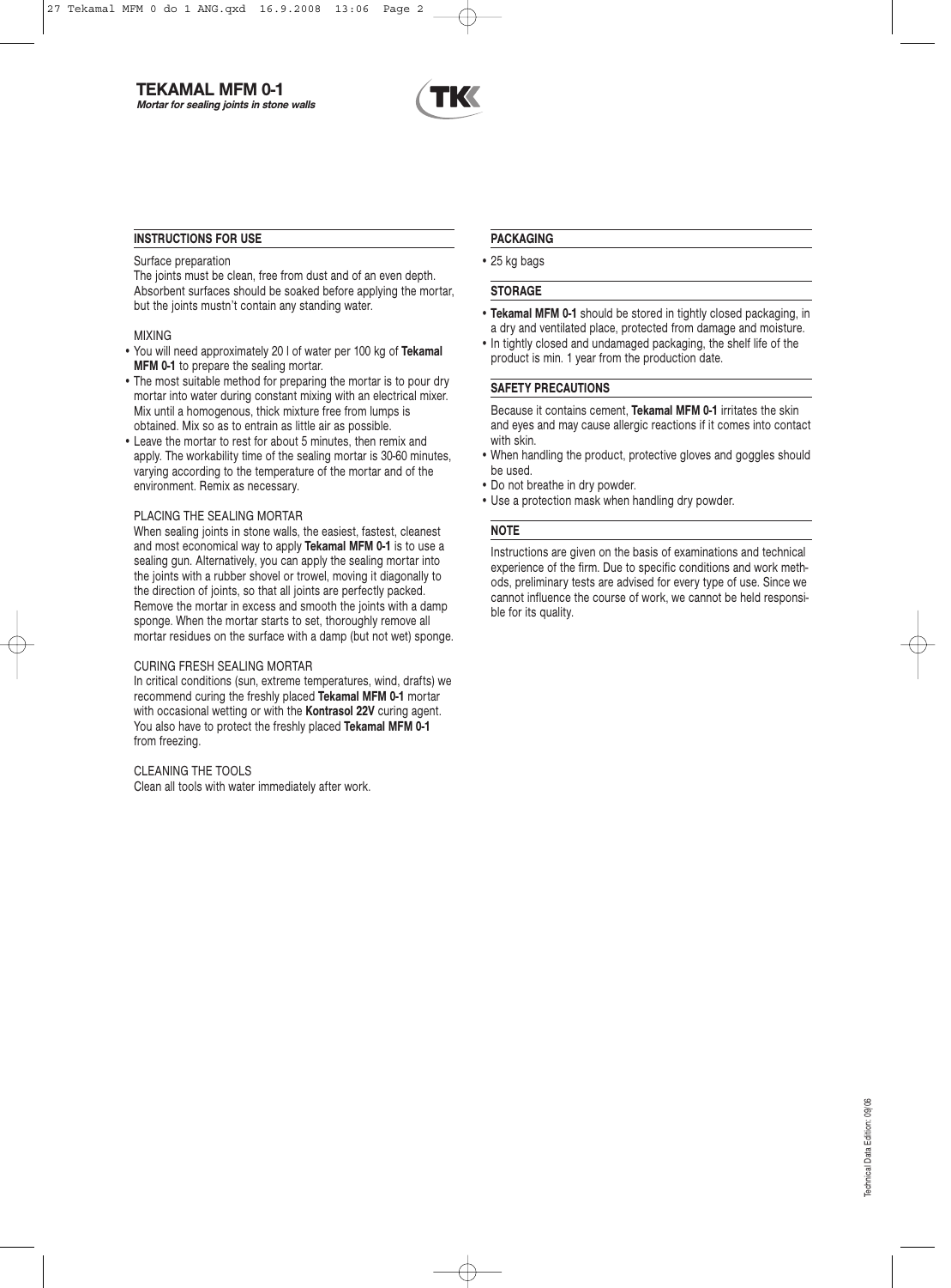# TEKAMAL MFM 0-1

***Mortar for sealing joints in stone walls***

## INSTRUCTIONS FOR USE

Surface preparation

The joints must be clean, free from dust and of an even depth. Absorbent surfaces should be soaked before applying the mortar, but the joints mustn't contain any standing water.

MIXING

- You will need approximately 20 l of water per 100 kg of **Tekamal MFM 0-1** to prepare the sealing mortar.
- The most suitable method for preparing the mortar is to pour dry mortar into water during constant mixing with an electrical mixer. Mix until a homogenous, thick mixture free from lumps is obtained. Mix so as to entrain as little air as possible.
- Leave the mortar to rest for about 5 minutes, then remix and apply. The workability time of the sealing mortar is 30-60 minutes, varying according to the temperature of the mortar and of the environment. Remix as necessary.

PLACING THE SEALING MORTAR

When sealing joints in stone walls, the easiest, fastest, cleanest and most economical way to apply **Tekamal MFM 0-1** is to use a sealing gun. Alternatively, you can apply the sealing mortar into the joints with a rubber shovel or trowel, moving it diagonally to the direction of joints, so that all joints are perfectly packed. Remove the mortar in excess and smooth the joints with a damp sponge. When the mortar starts to set, thoroughly remove all mortar residues on the surface with a damp (but not wet) sponge.

CURING FRESH SEALING MORTAR

In critical conditions (sun, extreme temperatures, wind, drafts) we recommend curing the freshly placed **Tekamal MFM 0-1** mortar with occasional wetting or with the **Kontrasol 22V** curing agent. You also have to protect the freshly placed **Tekamal MFM 0-1** from freezing.

CLEANING THE TOOLS

Clean all tools with water immediately after work.

## PACKAGING

- 25 kg bags

## STORAGE

- **Tekamal MFM 0-1** should be stored in tightly closed packaging, in a dry and ventilated place, protected from damage and moisture.
- In tightly closed and undamaged packaging, the shelf life of the product is min. 1 year from the production date.

## SAFETY PRECAUTIONS

Because it contains cement, **Tekamal MFM 0-1** irritates the skin and eyes and may cause allergic reactions if it comes into contact with skin.

- When handling the product, protective gloves and goggles should be used.
- Do not breathe in dry powder.
- Use a protection mask when handling dry powder.

## NOTE

Instructions are given on the basis of examinations and technical experience of the firm. Due to specific conditions and work methods, preliminary tests are advised for every type of use. Since we cannot influence the course of work, we cannot be held responsible for its quality.

Technical Data Edition: 09/06